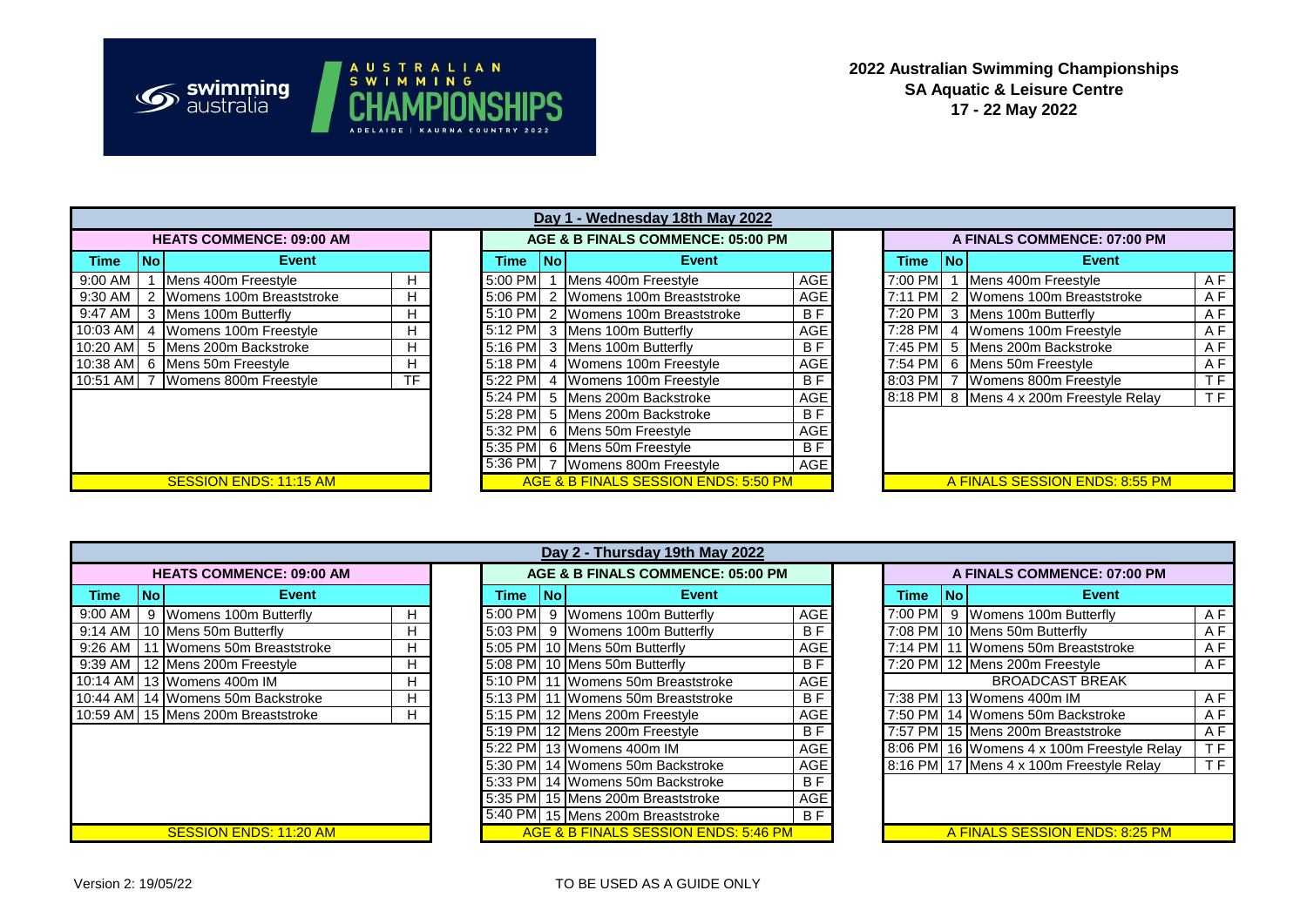# 2022 Australian Swimming Championships

**SA Aquatic & Leisure Centre**

**17 - 22 May 2022**

## Day 1 - Wednesday 18th May 2022

**HEATS COMMENCE: 09:00 AM**

| Time | No | Event | |
|---|---|---|---|
| 9:00 AM | 1 | Mens 400m Freestyle | H |
| 9:30 AM | 2 | Womens 100m Breaststroke | H |
| 9:47 AM | 3 | Mens 100m Butterfly | H |
| 10:03 AM | 4 | Womens 100m Freestyle | H |
| 10:20 AM | 5 | Mens 200m Backstroke | H |
| 10:38 AM | 6 | Mens 50m Freestyle | H |
| 10:51 AM | 7 | Womens 800m Freestyle | TF |

SESSION ENDS: 11:15 AM

**AGE & B FINALS COMMENCE: 05:00 PM**

| Time | No | Event | |
|---|---|---|---|
| 5:00 PM | 1 | Mens 400m Freestyle | AGE |
| 5:06 PM | 2 | Womens 100m Breaststroke | AGE |
| 5:10 PM | 2 | Womens 100m Breaststroke | B F |
| 5:12 PM | 3 | Mens 100m Butterfly | AGE |
| 5:16 PM | 3 | Mens 100m Butterfly | B F |
| 5:18 PM | 4 | Womens 100m Freestyle | AGE |
| 5:22 PM | 4 | Womens 100m Freestyle | B F |
| 5:24 PM | 5 | Mens 200m Backstroke | AGE |
| 5:28 PM | 5 | Mens 200m Backstroke | B F |
| 5:32 PM | 6 | Mens 50m Freestyle | AGE |
| 5:35 PM | 6 | Mens 50m Freestyle | B F |
| 5:36 PM | 7 | Womens 800m Freestyle | AGE |

AGE & B FINALS SESSION ENDS: 5:50 PM

**A FINALS COMMENCE: 07:00 PM**

| Time | No | Event | |
|---|---|---|---|
| 7:00 PM | 1 | Mens 400m Freestyle | A F |
| 7:11 PM | 2 | Womens 100m Breaststroke | A F |
| 7:20 PM | 3 | Mens 100m Butterfly | A F |
| 7:28 PM | 4 | Womens 100m Freestyle | A F |
| 7:45 PM | 5 | Mens 200m Backstroke | A F |
| 7:54 PM | 6 | Mens 50m Freestyle | A F |
| 8:03 PM | 7 | Womens 800m Freestyle | T F |
| 8:18 PM | 8 | Mens 4 x 200m Freestyle Relay | T F |

A FINALS SESSION ENDS: 8:55 PM

## Day 2 - Thursday 19th May 2022

**HEATS COMMENCE: 09:00 AM**

| Time | No | Event | |
|---|---|---|---|
| 9:00 AM | 9 | Womens 100m Butterfly | H |
| 9:14 AM | 10 | Mens 50m Butterfly | H |
| 9:26 AM | 11 | Womens 50m Breaststroke | H |
| 9:39 AM | 12 | Mens 200m Freestyle | H |
| 10:14 AM | 13 | Womens 400m IM | H |
| 10:44 AM | 14 | Womens 50m Backstroke | H |
| 10:59 AM | 15 | Mens 200m Breaststroke | H |

SESSION ENDS: 11:20 AM

**AGE & B FINALS COMMENCE: 05:00 PM**

| Time | No | Event | |
|---|---|---|---|
| 5:00 PM | 9 | Womens 100m Butterfly | AGE |
| 5:03 PM | 9 | Womens 100m Butterfly | B F |
| 5:05 PM | 10 | Mens 50m Butterfly | AGE |
| 5:08 PM | 10 | Mens 50m Butterfly | B F |
| 5:10 PM | 11 | Womens 50m Breaststroke | AGE |
| 5:13 PM | 11 | Womens 50m Breaststroke | B F |
| 5:15 PM | 12 | Mens 200m Freestyle | AGE |
| 5:19 PM | 12 | Mens 200m Freestyle | B F |
| 5:22 PM | 13 | Womens 400m IM | AGE |
| 5:30 PM | 14 | Womens 50m Backstroke | AGE |
| 5:33 PM | 14 | Womens 50m Backstroke | B F |
| 5:35 PM | 15 | Mens 200m Breaststroke | AGE |
| 5:40 PM | 15 | Mens 200m Breaststroke | B F |

AGE & B FINALS SESSION ENDS: 5:46 PM

**A FINALS COMMENCE: 07:00 PM**

| Time | No | Event | |
|---|---|---|---|
| 7:00 PM | 9 | Womens 100m Butterfly | A F |
| 7:08 PM | 10 | Mens 50m Butterfly | A F |
| 7:14 PM | 11 | Womens 50m Breaststroke | A F |
| 7:20 PM | 12 | Mens 200m Freestyle | A F |
| | | BROADCAST BREAK | |
| 7:38 PM | 13 | Womens 400m IM | A F |
| 7:50 PM | 14 | Womens 50m Backstroke | A F |
| 7:57 PM | 15 | Mens 200m Breaststroke | A F |
| 8:06 PM | 16 | Womens 4 x 100m Freestyle Relay | T F |
| 8:16 PM | 17 | Mens 4 x 100m Freestyle Relay | T F |

A FINALS SESSION ENDS: 8:25 PM

Version 2: 19/05/22

TO BE USED AS A GUIDE ONLY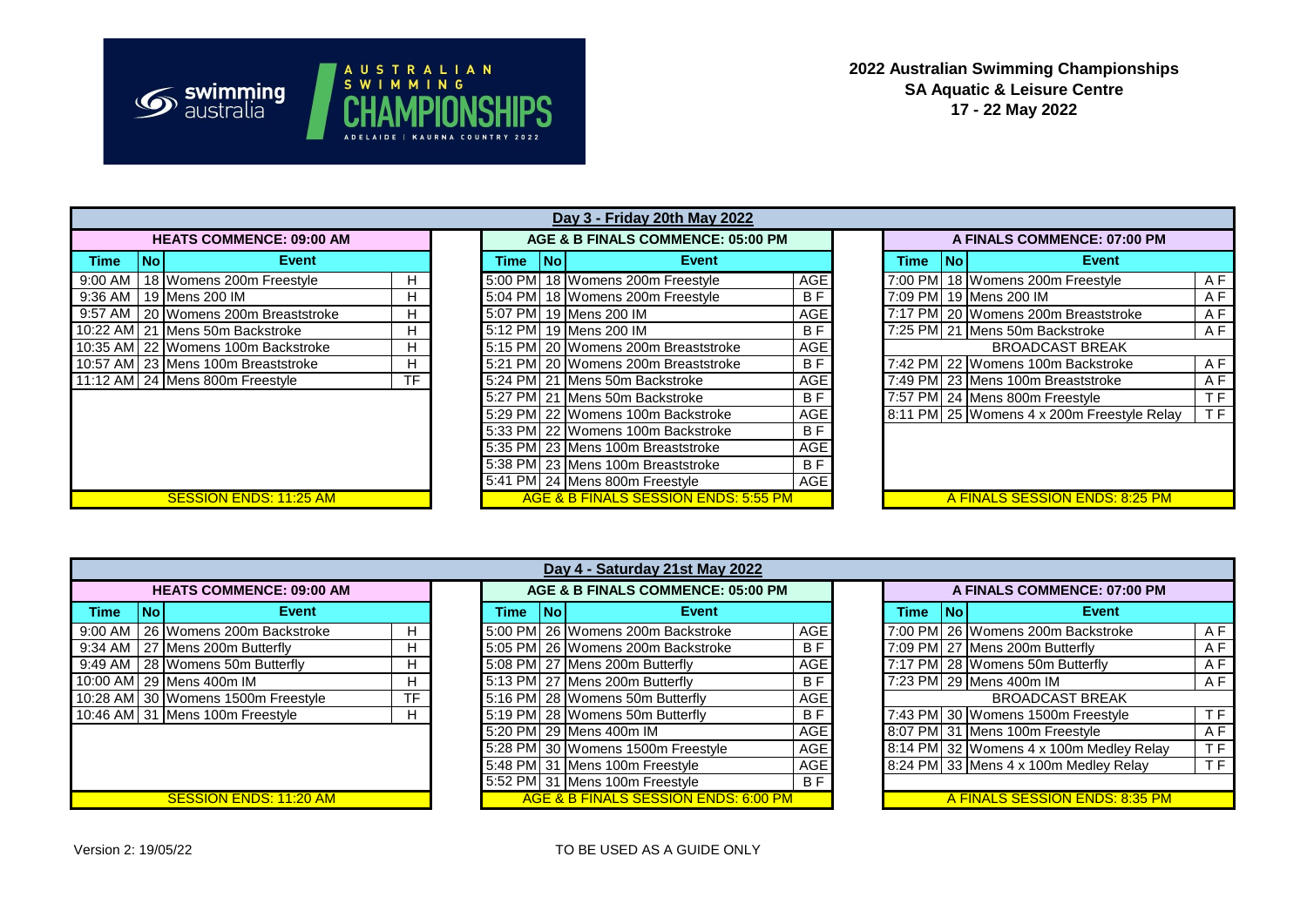**2022 Australian Swimming Championships**
**SA Aquatic & Leisure Centre**
**17 - 22 May 2022**

## Day 3 - Friday 20th May 2022

**HEATS COMMENCE: 09:00 AM**

| Time | No | Event | |
|---|---|---|---|
| 9:00 AM | 18 | Womens 200m Freestyle | H |
| 9:36 AM | 19 | Mens 200 IM | H |
| 9:57 AM | 20 | Womens 200m Breaststroke | H |
| 10:22 AM | 21 | Mens 50m Backstroke | H |
| 10:35 AM | 22 | Womens 100m Backstroke | H |
| 10:57 AM | 23 | Mens 100m Breaststroke | H |
| 11:12 AM | 24 | Mens 800m Freestyle | TF |

SESSION ENDS: 11:25 AM

**AGE & B FINALS COMMENCE: 05:00 PM**

| Time | No | Event | |
|---|---|---|---|
| 5:00 PM | 18 | Womens 200m Freestyle | AGE |
| 5:04 PM | 18 | Womens 200m Freestyle | B F |
| 5:07 PM | 19 | Mens 200 IM | AGE |
| 5:12 PM | 19 | Mens 200 IM | B F |
| 5:15 PM | 20 | Womens 200m Breaststroke | AGE |
| 5:21 PM | 20 | Womens 200m Breaststroke | B F |
| 5:24 PM | 21 | Mens 50m Backstroke | AGE |
| 5:27 PM | 21 | Mens 50m Backstroke | B F |
| 5:29 PM | 22 | Womens 100m Backstroke | AGE |
| 5:33 PM | 22 | Womens 100m Backstroke | B F |
| 5:35 PM | 23 | Mens 100m Breaststroke | AGE |
| 5:38 PM | 23 | Mens 100m Breaststroke | B F |
| 5:41 PM | 24 | Mens 800m Freestyle | AGE |

AGE & B FINALS SESSION ENDS: 5:55 PM

**A FINALS COMMENCE: 07:00 PM**

| Time | No | Event | |
|---|---|---|---|
| 7:00 PM | 18 | Womens 200m Freestyle | A F |
| 7:09 PM | 19 | Mens 200 IM | A F |
| 7:17 PM | 20 | Womens 200m Breaststroke | A F |
| 7:25 PM | 21 | Mens 50m Backstroke | A F |
| | | BROADCAST BREAK | |
| 7:42 PM | 22 | Womens 100m Backstroke | A F |
| 7:49 PM | 23 | Mens 100m Breaststroke | A F |
| 7:57 PM | 24 | Mens 800m Freestyle | T F |
| 8:11 PM | 25 | Womens 4 x 200m Freestyle Relay | T F |

A FINALS SESSION ENDS: 8:25 PM

## Day 4 - Saturday 21st May 2022

**HEATS COMMENCE: 09:00 AM**

| Time | No | Event | |
|---|---|---|---|
| 9:00 AM | 26 | Womens 200m Backstroke | H |
| 9:34 AM | 27 | Mens 200m Butterfly | H |
| 9:49 AM | 28 | Womens 50m Butterfly | H |
| 10:00 AM | 29 | Mens 400m IM | H |
| 10:28 AM | 30 | Womens 1500m Freestyle | TF |
| 10:46 AM | 31 | Mens 100m Freestyle | H |

SESSION ENDS: 11:20 AM

**AGE & B FINALS COMMENCE: 05:00 PM**

| Time | No | Event | |
|---|---|---|---|
| 5:00 PM | 26 | Womens 200m Backstroke | AGE |
| 5:05 PM | 26 | Womens 200m Backstroke | B F |
| 5:08 PM | 27 | Mens 200m Butterfly | AGE |
| 5:13 PM | 27 | Mens 200m Butterfly | B F |
| 5:16 PM | 28 | Womens 50m Butterfly | AGE |
| 5:19 PM | 28 | Womens 50m Butterfly | B F |
| 5:20 PM | 29 | Mens 400m IM | AGE |
| 5:28 PM | 30 | Womens 1500m Freestyle | AGE |
| 5:48 PM | 31 | Mens 100m Freestyle | AGE |
| 5:52 PM | 31 | Mens 100m Freestyle | B F |

AGE & B FINALS SESSION ENDS: 6:00 PM

**A FINALS COMMENCE: 07:00 PM**

| Time | No | Event | |
|---|---|---|---|
| 7:00 PM | 26 | Womens 200m Backstroke | A F |
| 7:09 PM | 27 | Mens 200m Butterfly | A F |
| 7:17 PM | 28 | Womens 50m Butterfly | A F |
| 7:23 PM | 29 | Mens 400m IM | A F |
| | | BROADCAST BREAK | |
| 7:43 PM | 30 | Womens 1500m Freestyle | T F |
| 8:07 PM | 31 | Mens 100m Freestyle | A F |
| 8:14 PM | 32 | Womens 4 x 100m Medley Relay | T F |
| 8:24 PM | 33 | Mens 4 x 100m Medley Relay | T F |

A FINALS SESSION ENDS: 8:35 PM

Version 2: 19/05/22

TO BE USED AS A GUIDE ONLY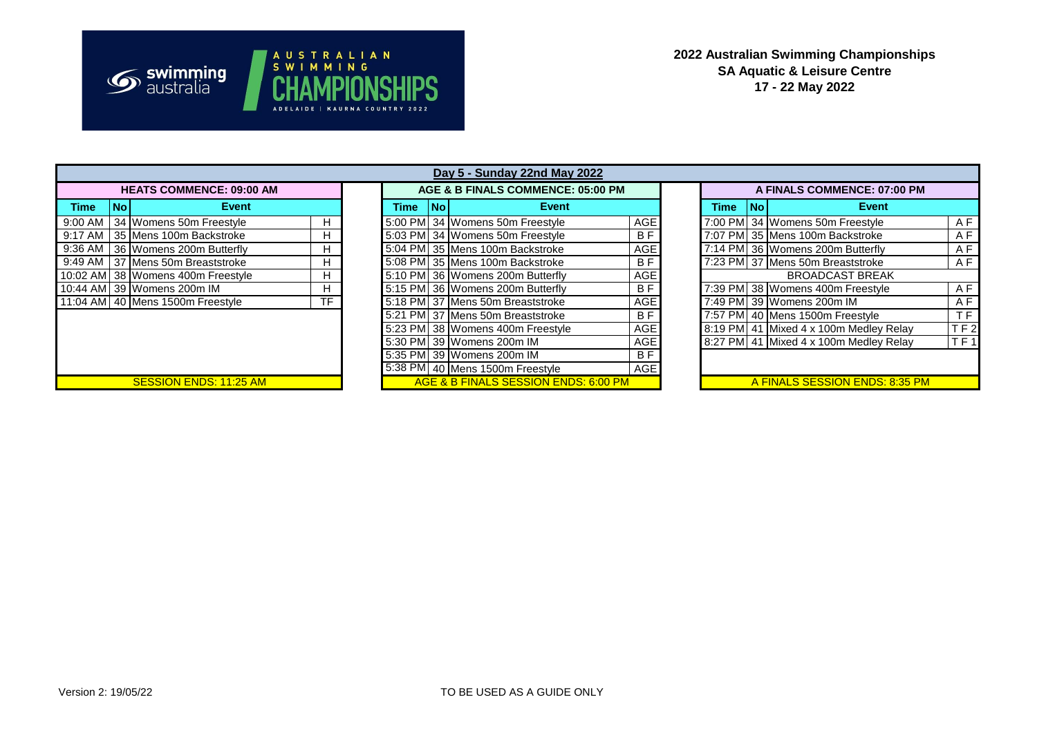**2022 Australian Swimming Championships**
**SA Aquatic & Leisure Centre**
**17 - 22 May 2022**

## Day 5 - Sunday 22nd May 2022

### HEATS COMMENCE: 09:00 AM

| Time | No | Event | |
|---|---|---|---|
| 9:00 AM | 34 | Womens 50m Freestyle | H |
| 9:17 AM | 35 | Mens 100m Backstroke | H |
| 9:36 AM | 36 | Womens 200m Butterfly | H |
| 9:49 AM | 37 | Mens 50m Breaststroke | H |
| 10:02 AM | 38 | Womens 400m Freestyle | H |
| 10:44 AM | 39 | Womens 200m IM | H |
| 11:04 AM | 40 | Mens 1500m Freestyle | TF |

SESSION ENDS: 11:25 AM

### AGE & B FINALS COMMENCE: 05:00 PM

| Time | No | Event | |
|---|---|---|---|
| 5:00 PM | 34 | Womens 50m Freestyle | AGE |
| 5:03 PM | 34 | Womens 50m Freestyle | B F |
| 5:04 PM | 35 | Mens 100m Backstroke | AGE |
| 5:08 PM | 35 | Mens 100m Backstroke | B F |
| 5:10 PM | 36 | Womens 200m Butterfly | AGE |
| 5:15 PM | 36 | Womens 200m Butterfly | B F |
| 5:18 PM | 37 | Mens 50m Breaststroke | AGE |
| 5:21 PM | 37 | Mens 50m Breaststroke | B F |
| 5:23 PM | 38 | Womens 400m Freestyle | AGE |
| 5:30 PM | 39 | Womens 200m IM | AGE |
| 5:35 PM | 39 | Womens 200m IM | B F |
| 5:38 PM | 40 | Mens 1500m Freestyle | AGE |

AGE & B FINALS SESSION ENDS: 6:00 PM

### A FINALS COMMENCE: 07:00 PM

| Time | No | Event | |
|---|---|---|---|
| 7:00 PM | 34 | Womens 50m Freestyle | A F |
| 7:07 PM | 35 | Mens 100m Backstroke | A F |
| 7:14 PM | 36 | Womens 200m Butterfly | A F |
| 7:23 PM | 37 | Mens 50m Breaststroke | A F |
| | | BROADCAST BREAK | |
| 7:39 PM | 38 | Womens 400m Freestyle | A F |
| 7:49 PM | 39 | Womens 200m IM | A F |
| 7:57 PM | 40 | Mens 1500m Freestyle | T F |
| 8:19 PM | 41 | Mixed 4 x 100m Medley Relay | T F 2 |
| 8:27 PM | 41 | Mixed 4 x 100m Medley Relay | T F 1 |

A FINALS SESSION ENDS: 8:35 PM

Version 2: 19/05/22

TO BE USED AS A GUIDE ONLY